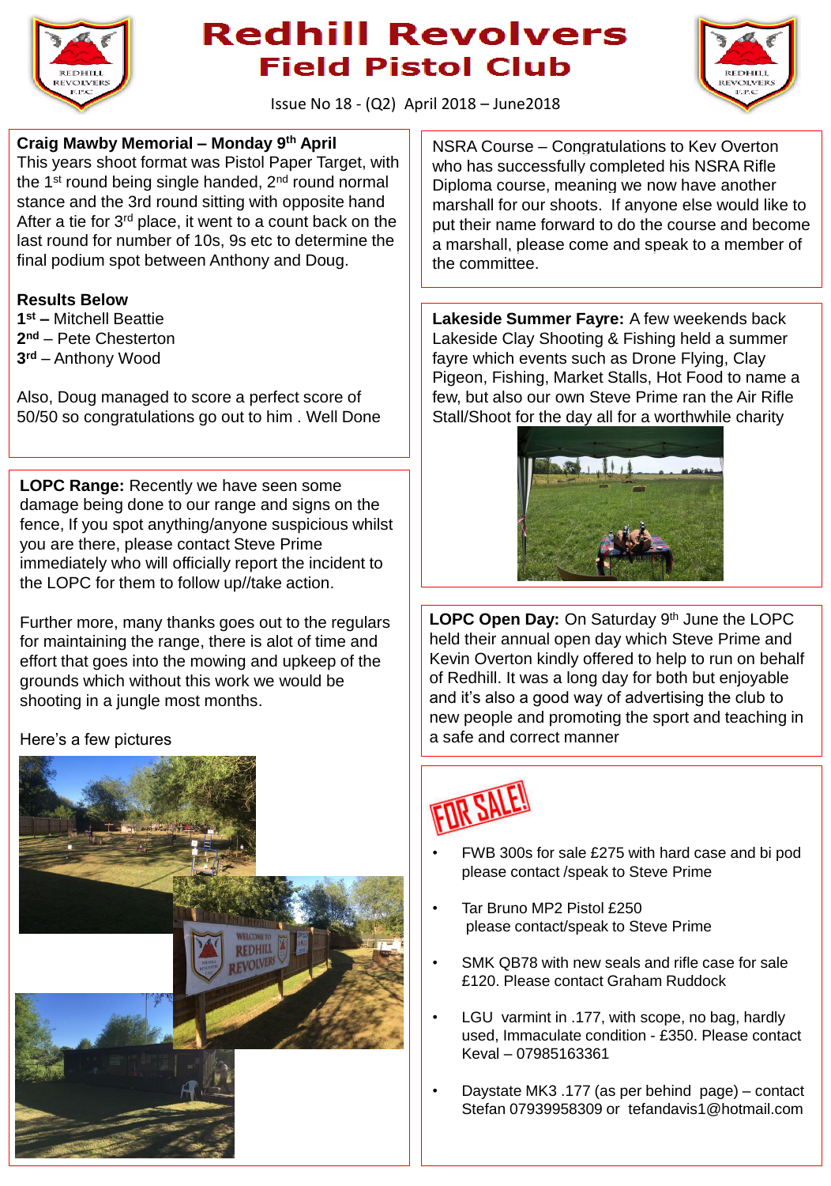# Redhill Revolvers
## Field Pistol Club

Issue No 18 - (Q2) April 2018 – June2018

**Craig Mawby Memorial – Monday 9th April**
This years shoot format was Pistol Paper Target, with the 1st round being single handed, 2nd round normal stance and the 3rd round sitting with opposite hand After a tie for 3rd place, it went to a count back on the last round for number of 10s, 9s etc to determine the final podium spot between Anthony and Doug.

**Results Below**
**1st –** Mitchell Beattie
**2nd** – Pete Chesterton
**3rd** – Anthony Wood

Also, Doug managed to score a perfect score of 50/50 so congratulations go out to him . Well Done

**LOPC Range:** Recently we have seen some damage being done to our range and signs on the fence, If you spot anything/anyone suspicious whilst you are there, please contact Steve Prime immediately who will officially report the incident to the LOPC for them to follow up//take action.

Further more, many thanks goes out to the regulars for maintaining the range, there is alot of time and effort that goes into the mowing and upkeep of the grounds which without this work we would be shooting in a jungle most months.

Here's a few pictures

NSRA Course – Congratulations to Kev Overton who has successfully completed his NSRA Rifle Diploma course, meaning we now have another marshall for our shoots. If anyone else would like to put their name forward to do the course and become a marshall, please come and speak to a member of the committee.

**Lakeside Summer Fayre:** A few weekends back Lakeside Clay Shooting & Fishing held a summer fayre which events such as Drone Flying, Clay Pigeon, Fishing, Market Stalls, Hot Food to name a few, but also our own Steve Prime ran the Air Rifle Stall/Shoot for the day all for a worthwhile charity

**LOPC Open Day:** On Saturday 9th June the LOPC held their annual open day which Steve Prime and Kevin Overton kindly offered to help to run on behalf of Redhill. It was a long day for both but enjoyable and it's also a good way of advertising the club to new people and promoting the sport and teaching in a safe and correct manner

**FOR SALE!**

- FWB 300s for sale £275 with hard case and bi pod please contact /speak to Steve Prime
- Tar Bruno MP2 Pistol £250 please contact/speak to Steve Prime
- SMK QB78 with new seals and rifle case for sale £120. Please contact Graham Ruddock
- LGU varmint in .177, with scope, no bag, hardly used, Immaculate condition - £350. Please contact Keval – 07985163361
- Daystate MK3 .177 (as per behind page) – contact Stefan 07939958309 or tefandavis1@hotmail.com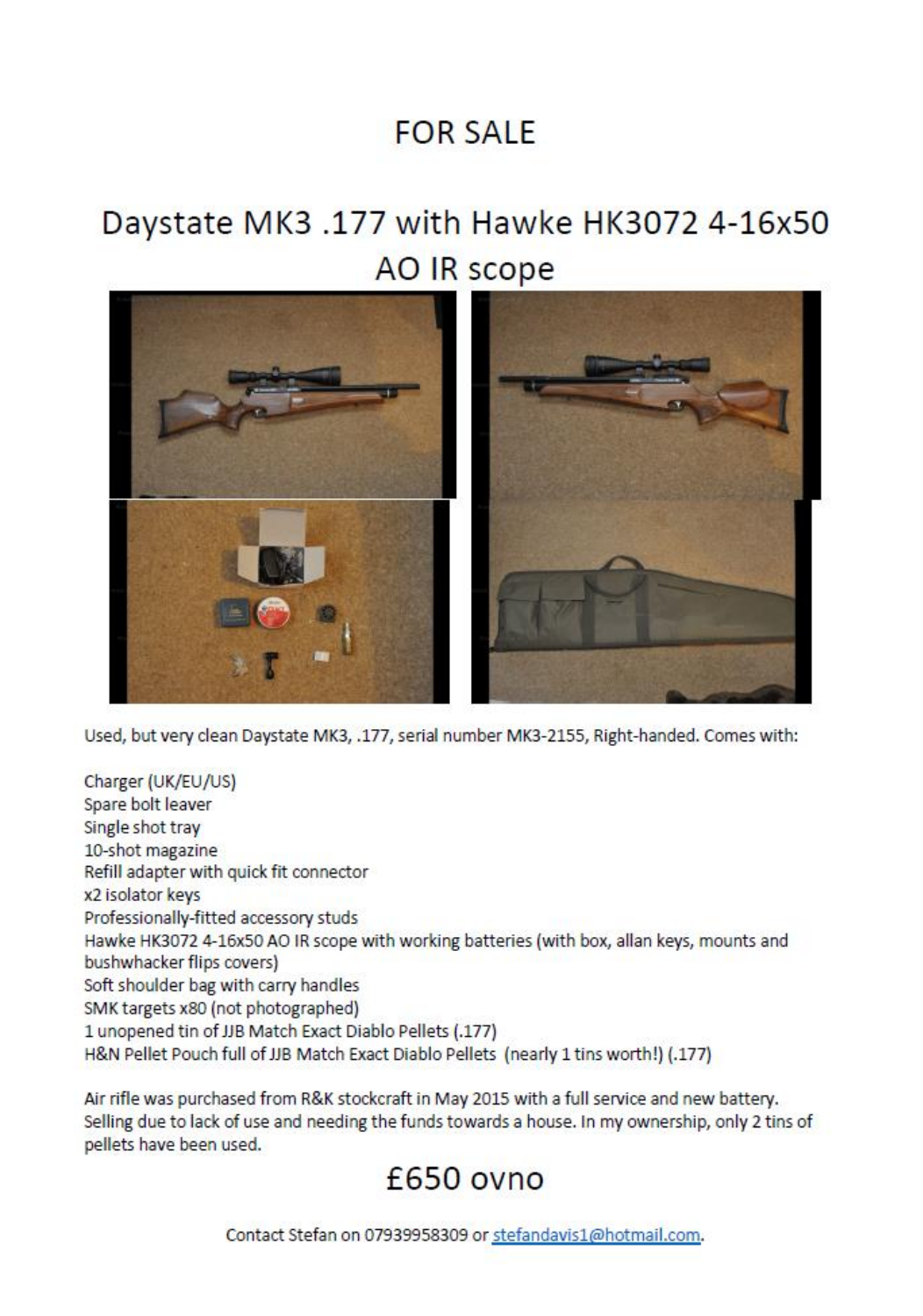# FOR SALE

## Daystate MK3 .177 with Hawke HK3072 4-16x50 AO IR scope

Used, but very clean Daystate MK3, .177, serial number MK3-2155, Right-handed. Comes with:

Charger (UK/EU/US)
Spare bolt leaver
Single shot tray
10-shot magazine
Refill adapter with quick fit connector
x2 isolator keys
Professionally-fitted accessory studs
Hawke HK3072 4-16x50 AO IR scope with working batteries (with box, allan keys, mounts and bushwhacker flips covers)
Soft shoulder bag with carry handles
SMK targets x80 (not photographed)
1 unopened tin of JJB Match Exact Diablo Pellets (.177)
H&N Pellet Pouch full of JJB Match Exact Diablo Pellets (nearly 1 tins worth!) (.177)

Air rifle was purchased from R&K stockcraft in May 2015 with a full service and new battery. Selling due to lack of use and needing the funds towards a house. In my ownership, only 2 tins of pellets have been used.

## £650 ovno

Contact Stefan on 07939958309 or stefandavis1@hotmail.com.